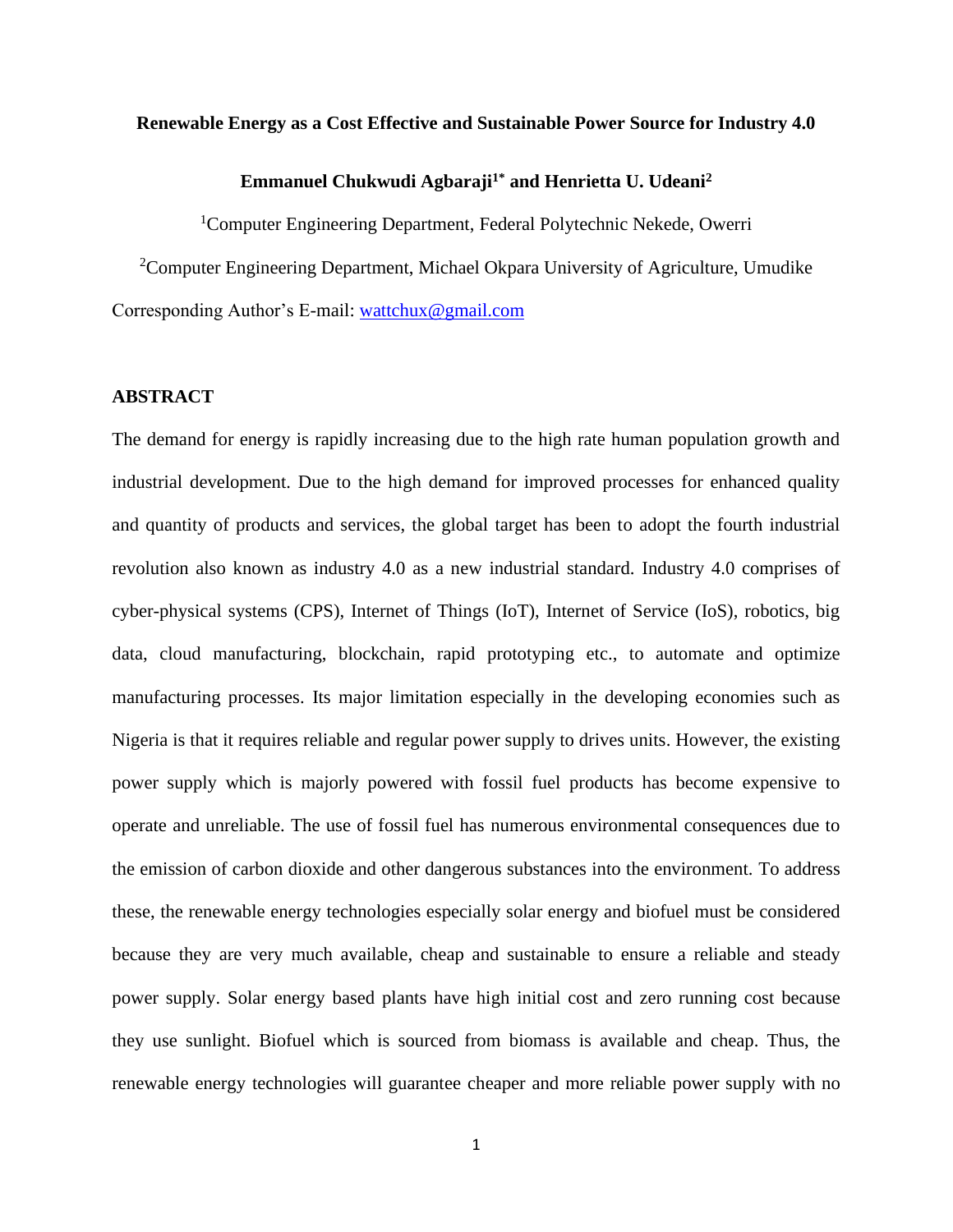# Renewable Energy as a Cost Effective and Sustainable Power Source for Industry 4.0

**Emmanuel Chukwudi Agbaraji[1*] and Henrietta U. Udeani[2]**

[1]Computer Engineering Department, Federal Polytechnic Nekede, Owerri

[2]Computer Engineering Department, Michael Okpara University of Agriculture, Umudike

Corresponding Author's E-mail: wattchux@gmail.com

## ABSTRACT

The demand for energy is rapidly increasing due to the high rate human population growth and industrial development. Due to the high demand for improved processes for enhanced quality and quantity of products and services, the global target has been to adopt the fourth industrial revolution also known as industry 4.0 as a new industrial standard. Industry 4.0 comprises of cyber-physical systems (CPS), Internet of Things (IoT), Internet of Service (IoS), robotics, big data, cloud manufacturing, blockchain, rapid prototyping etc., to automate and optimize manufacturing processes. Its major limitation especially in the developing economies such as Nigeria is that it requires reliable and regular power supply to drives units. However, the existing power supply which is majorly powered with fossil fuel products has become expensive to operate and unreliable. The use of fossil fuel has numerous environmental consequences due to the emission of carbon dioxide and other dangerous substances into the environment. To address these, the renewable energy technologies especially solar energy and biofuel must be considered because they are very much available, cheap and sustainable to ensure a reliable and steady power supply. Solar energy based plants have high initial cost and zero running cost because they use sunlight. Biofuel which is sourced from biomass is available and cheap. Thus, the renewable energy technologies will guarantee cheaper and more reliable power supply with no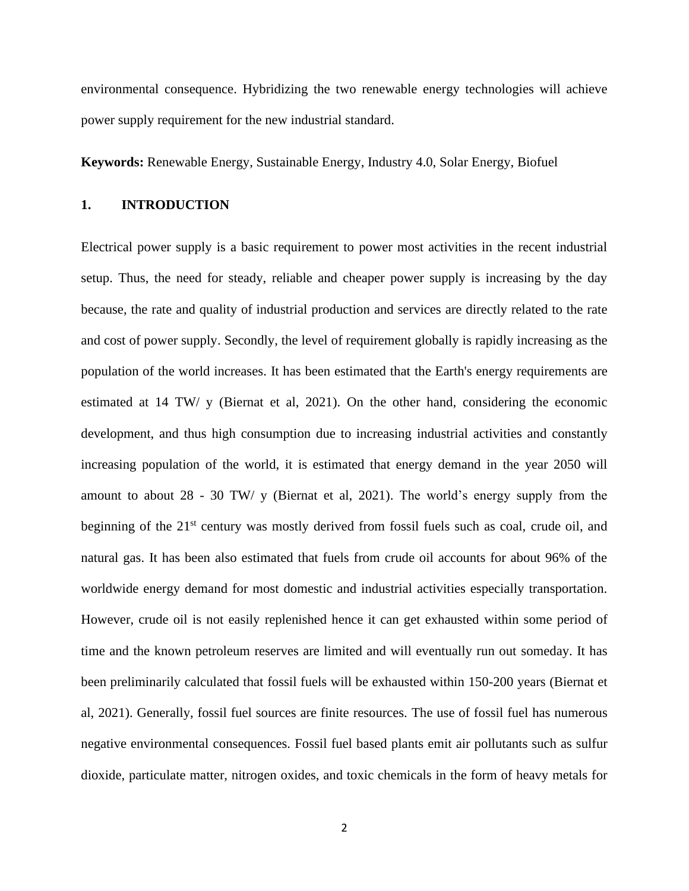environmental consequence. Hybridizing the two renewable energy technologies will achieve power supply requirement for the new industrial standard.

**Keywords:** Renewable Energy, Sustainable Energy, Industry 4.0, Solar Energy, Biofuel

## 1. INTRODUCTION

Electrical power supply is a basic requirement to power most activities in the recent industrial setup. Thus, the need for steady, reliable and cheaper power supply is increasing by the day because, the rate and quality of industrial production and services are directly related to the rate and cost of power supply. Secondly, the level of requirement globally is rapidly increasing as the population of the world increases. It has been estimated that the Earth's energy requirements are estimated at 14 TW/ y (Biernat et al, 2021). On the other hand, considering the economic development, and thus high consumption due to increasing industrial activities and constantly increasing population of the world, it is estimated that energy demand in the year 2050 will amount to about 28 - 30 TW/ y (Biernat et al, 2021). The world's energy supply from the beginning of the 21st century was mostly derived from fossil fuels such as coal, crude oil, and natural gas. It has been also estimated that fuels from crude oil accounts for about 96% of the worldwide energy demand for most domestic and industrial activities especially transportation. However, crude oil is not easily replenished hence it can get exhausted within some period of time and the known petroleum reserves are limited and will eventually run out someday. It has been preliminarily calculated that fossil fuels will be exhausted within 150-200 years (Biernat et al, 2021). Generally, fossil fuel sources are finite resources. The use of fossil fuel has numerous negative environmental consequences. Fossil fuel based plants emit air pollutants such as sulfur dioxide, particulate matter, nitrogen oxides, and toxic chemicals in the form of heavy metals for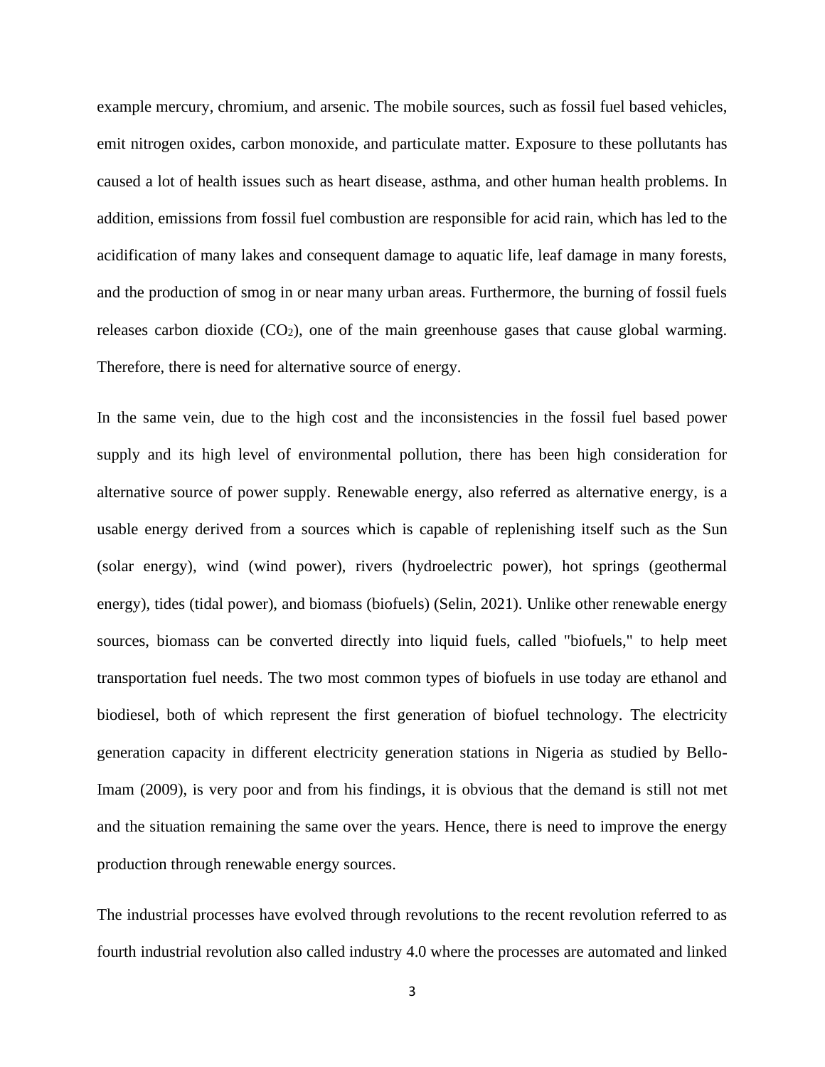example mercury, chromium, and arsenic. The mobile sources, such as fossil fuel based vehicles, emit nitrogen oxides, carbon monoxide, and particulate matter. Exposure to these pollutants has caused a lot of health issues such as heart disease, asthma, and other human health problems. In addition, emissions from fossil fuel combustion are responsible for acid rain, which has led to the acidification of many lakes and consequent damage to aquatic life, leaf damage in many forests, and the production of smog in or near many urban areas. Furthermore, the burning of fossil fuels releases carbon dioxide ($CO_2$), one of the main greenhouse gases that cause global warming. Therefore, there is need for alternative source of energy.

In the same vein, due to the high cost and the inconsistencies in the fossil fuel based power supply and its high level of environmental pollution, there has been high consideration for alternative source of power supply. Renewable energy, also referred as alternative energy, is a usable energy derived from a sources which is capable of replenishing itself such as the Sun (solar energy), wind (wind power), rivers (hydroelectric power), hot springs (geothermal energy), tides (tidal power), and biomass (biofuels) (Selin, 2021). Unlike other renewable energy sources, biomass can be converted directly into liquid fuels, called "biofuels," to help meet transportation fuel needs. The two most common types of biofuels in use today are ethanol and biodiesel, both of which represent the first generation of biofuel technology. The electricity generation capacity in different electricity generation stations in Nigeria as studied by Bello-Imam (2009), is very poor and from his findings, it is obvious that the demand is still not met and the situation remaining the same over the years. Hence, there is need to improve the energy production through renewable energy sources.

The industrial processes have evolved through revolutions to the recent revolution referred to as fourth industrial revolution also called industry 4.0 where the processes are automated and linked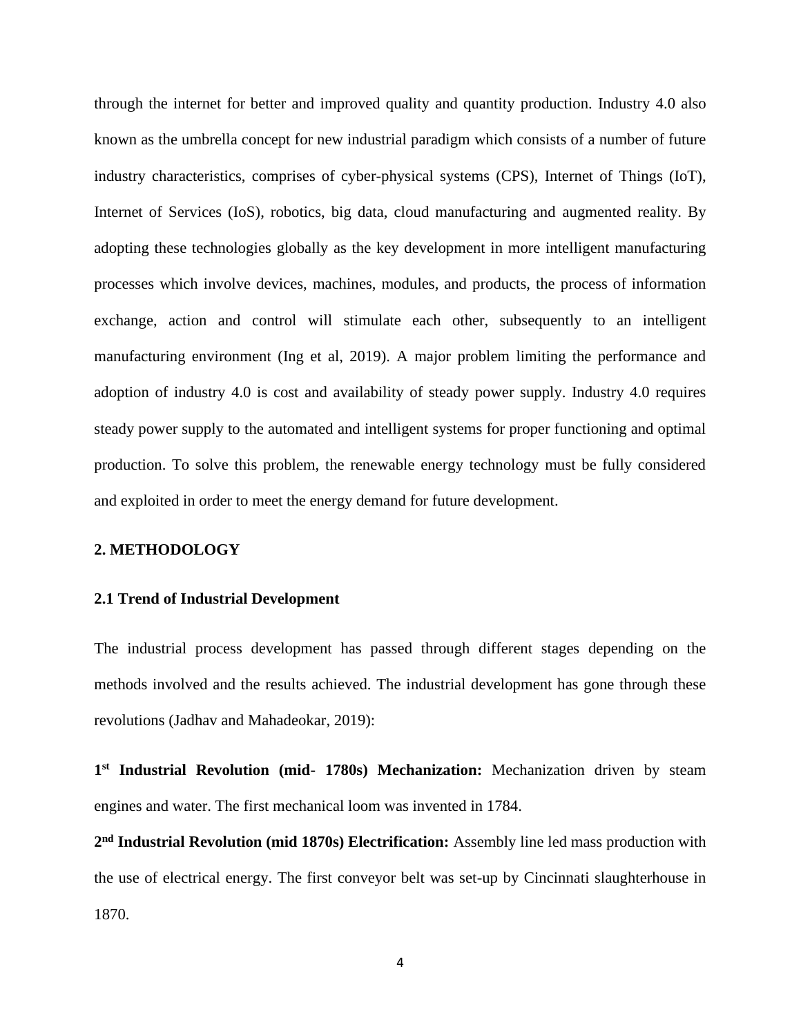through the internet for better and improved quality and quantity production. Industry 4.0 also known as the umbrella concept for new industrial paradigm which consists of a number of future industry characteristics, comprises of cyber-physical systems (CPS), Internet of Things (IoT), Internet of Services (IoS), robotics, big data, cloud manufacturing and augmented reality. By adopting these technologies globally as the key development in more intelligent manufacturing processes which involve devices, machines, modules, and products, the process of information exchange, action and control will stimulate each other, subsequently to an intelligent manufacturing environment (Ing et al, 2019). A major problem limiting the performance and adoption of industry 4.0 is cost and availability of steady power supply. Industry 4.0 requires steady power supply to the automated and intelligent systems for proper functioning and optimal production. To solve this problem, the renewable energy technology must be fully considered and exploited in order to meet the energy demand for future development.

## 2. METHODOLOGY

### 2.1 Trend of Industrial Development

The industrial process development has passed through different stages depending on the methods involved and the results achieved. The industrial development has gone through these revolutions (Jadhav and Mahadeokar, 2019):

**1st Industrial Revolution (mid- 1780s) Mechanization:** Mechanization driven by steam engines and water. The first mechanical loom was invented in 1784.

**2nd Industrial Revolution (mid 1870s) Electrification:** Assembly line led mass production with the use of electrical energy. The first conveyor belt was set-up by Cincinnati slaughterhouse in 1870.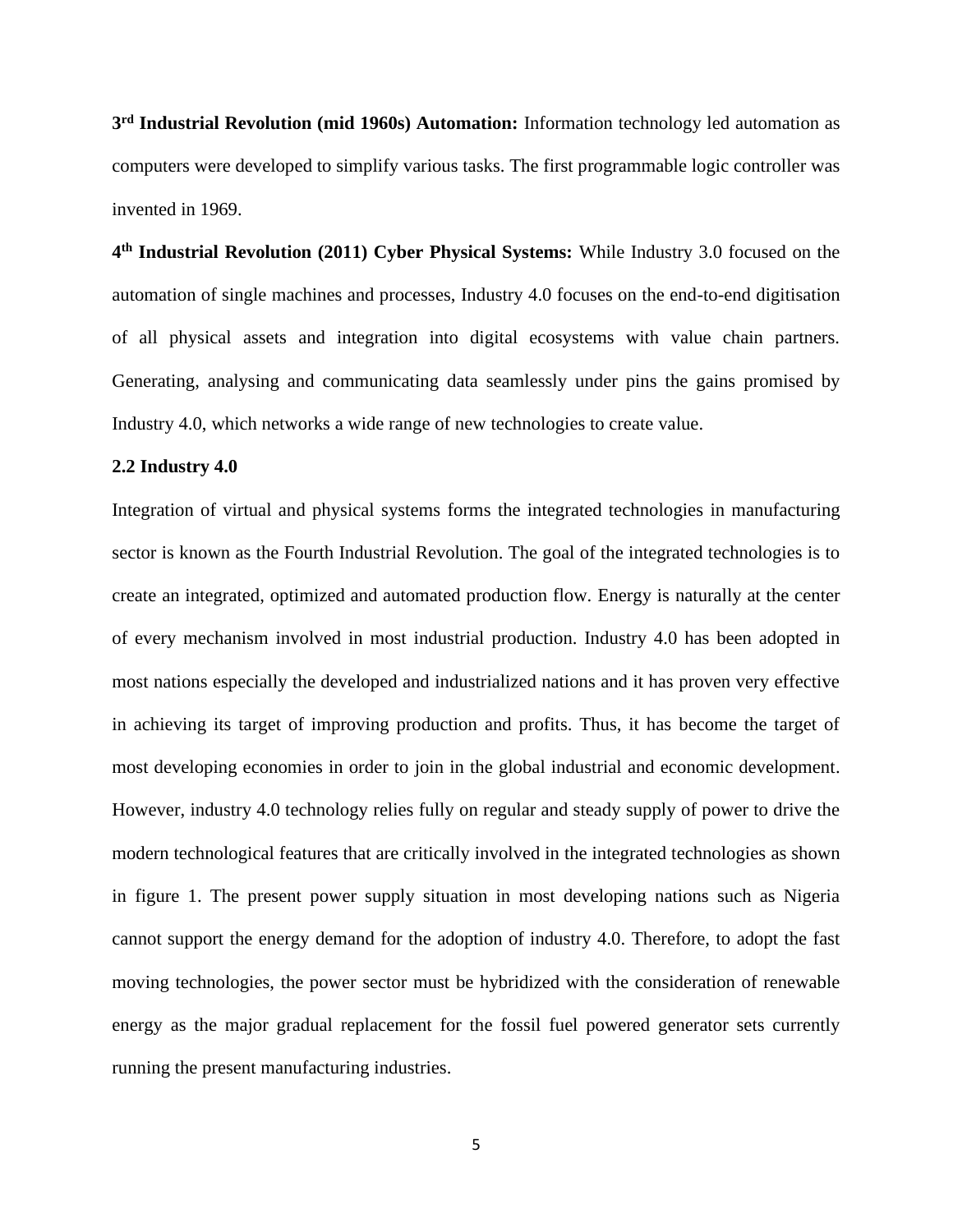**3rd Industrial Revolution (mid 1960s) Automation:** Information technology led automation as computers were developed to simplify various tasks. The first programmable logic controller was invented in 1969.

**4th Industrial Revolution (2011) Cyber Physical Systems:** While Industry 3.0 focused on the automation of single machines and processes, Industry 4.0 focuses on the end-to-end digitisation of all physical assets and integration into digital ecosystems with value chain partners. Generating, analysing and communicating data seamlessly under pins the gains promised by Industry 4.0, which networks a wide range of new technologies to create value.

## 2.2 Industry 4.0

Integration of virtual and physical systems forms the integrated technologies in manufacturing sector is known as the Fourth Industrial Revolution. The goal of the integrated technologies is to create an integrated, optimized and automated production flow. Energy is naturally at the center of every mechanism involved in most industrial production. Industry 4.0 has been adopted in most nations especially the developed and industrialized nations and it has proven very effective in achieving its target of improving production and profits. Thus, it has become the target of most developing economies in order to join in the global industrial and economic development. However, industry 4.0 technology relies fully on regular and steady supply of power to drive the modern technological features that are critically involved in the integrated technologies as shown in figure 1. The present power supply situation in most developing nations such as Nigeria cannot support the energy demand for the adoption of industry 4.0. Therefore, to adopt the fast moving technologies, the power sector must be hybridized with the consideration of renewable energy as the major gradual replacement for the fossil fuel powered generator sets currently running the present manufacturing industries.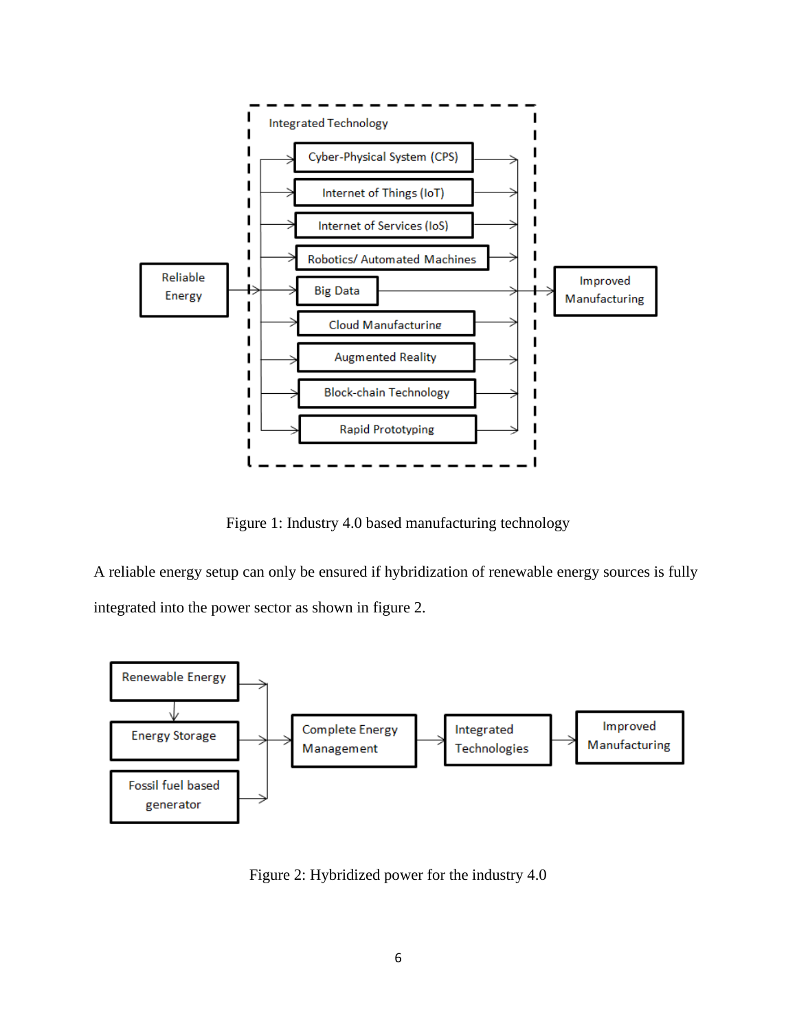Figure 1: Industry 4.0 based manufacturing technology

A reliable energy setup can only be ensured if hybridization of renewable energy sources is fully integrated into the power sector as shown in figure 2.

Figure 2: Hybridized power for the industry 4.0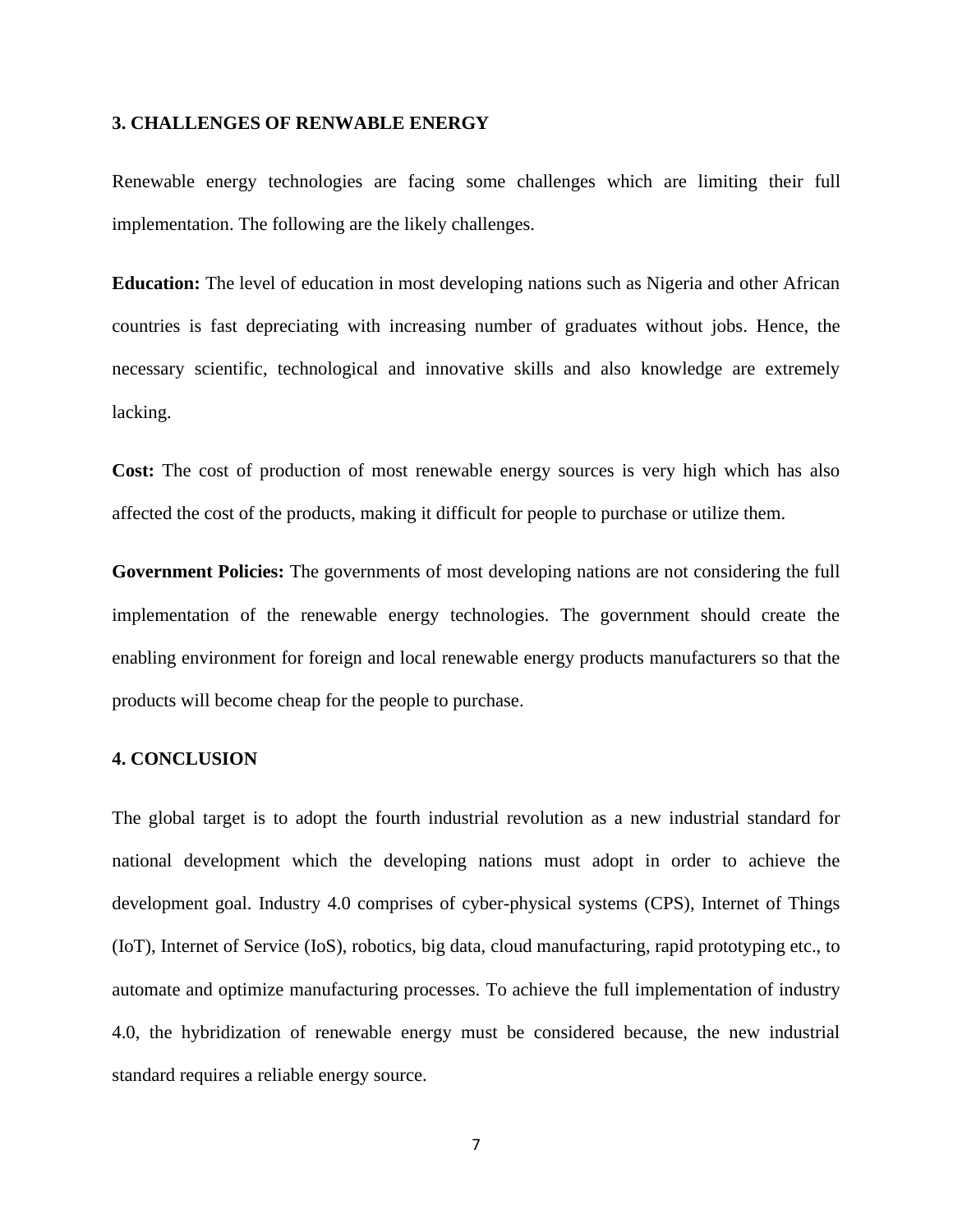## 3. CHALLENGES OF RENWABLE ENERGY

Renewable energy technologies are facing some challenges which are limiting their full implementation. The following are the likely challenges.

**Education:** The level of education in most developing nations such as Nigeria and other African countries is fast depreciating with increasing number of graduates without jobs. Hence, the necessary scientific, technological and innovative skills and also knowledge are extremely lacking.

**Cost:** The cost of production of most renewable energy sources is very high which has also affected the cost of the products, making it difficult for people to purchase or utilize them.

**Government Policies:** The governments of most developing nations are not considering the full implementation of the renewable energy technologies. The government should create the enabling environment for foreign and local renewable energy products manufacturers so that the products will become cheap for the people to purchase.

## 4. CONCLUSION

The global target is to adopt the fourth industrial revolution as a new industrial standard for national development which the developing nations must adopt in order to achieve the development goal. Industry 4.0 comprises of cyber-physical systems (CPS), Internet of Things (IoT), Internet of Service (IoS), robotics, big data, cloud manufacturing, rapid prototyping etc., to automate and optimize manufacturing processes. To achieve the full implementation of industry 4.0, the hybridization of renewable energy must be considered because, the new industrial standard requires a reliable energy source.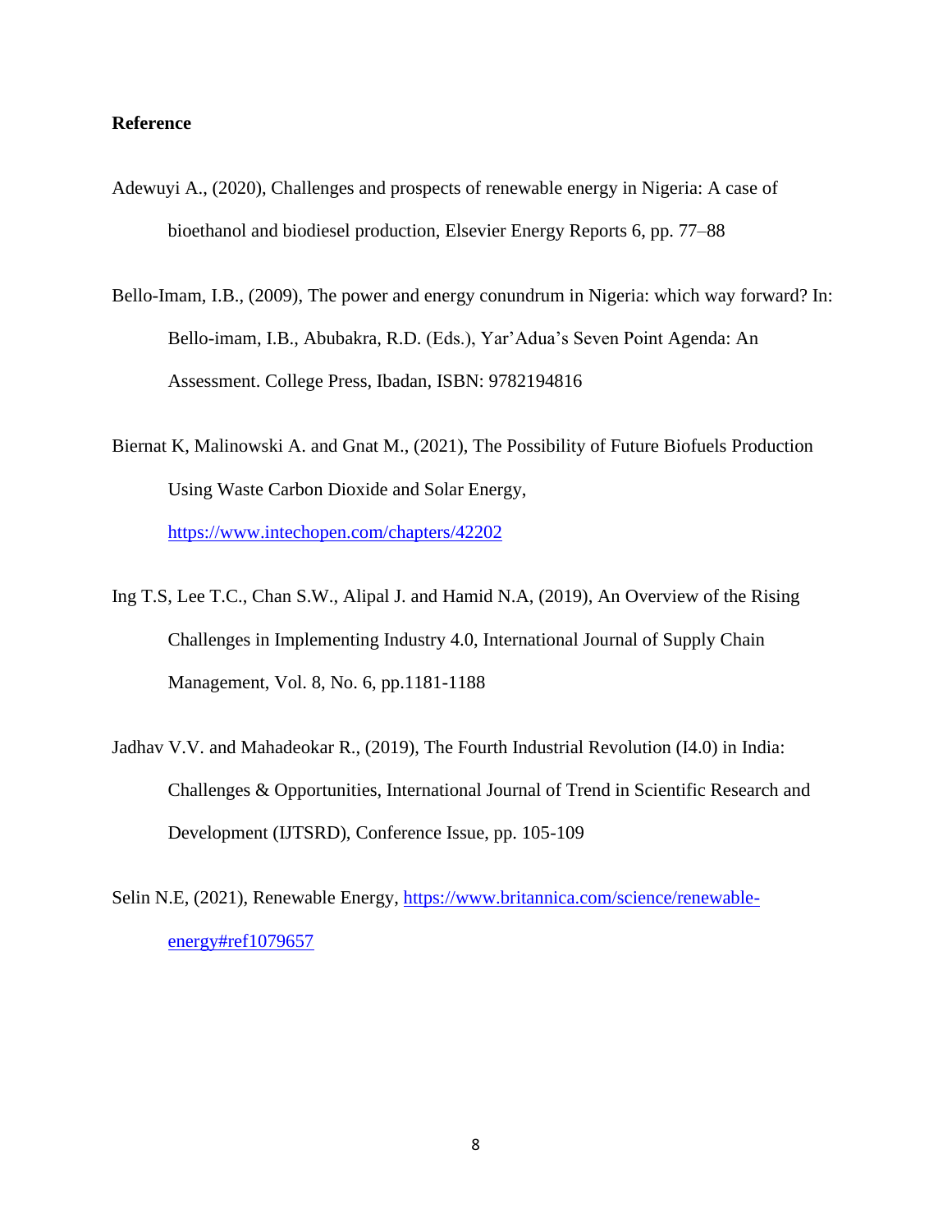**Reference**

Adewuyi A., (2020), Challenges and prospects of renewable energy in Nigeria: A case of bioethanol and biodiesel production, Elsevier Energy Reports 6, pp. 77–88

Bello-Imam, I.B., (2009), The power and energy conundrum in Nigeria: which way forward? In: Bello-imam, I.B., Abubakra, R.D. (Eds.), Yar'Adua's Seven Point Agenda: An Assessment. College Press, Ibadan, ISBN: 9782194816

Biernat K, Malinowski A. and Gnat M., (2021), The Possibility of Future Biofuels Production Using Waste Carbon Dioxide and Solar Energy, https://www.intechopen.com/chapters/42202

Ing T.S, Lee T.C., Chan S.W., Alipal J. and Hamid N.A, (2019), An Overview of the Rising Challenges in Implementing Industry 4.0, International Journal of Supply Chain Management, Vol. 8, No. 6, pp.1181-1188

Jadhav V.V. and Mahadeokar R., (2019), The Fourth Industrial Revolution (I4.0) in India: Challenges & Opportunities, International Journal of Trend in Scientific Research and Development (IJTSRD), Conference Issue, pp. 105-109

Selin N.E, (2021), Renewable Energy, https://www.britannica.com/science/renewable-energy#ref1079657